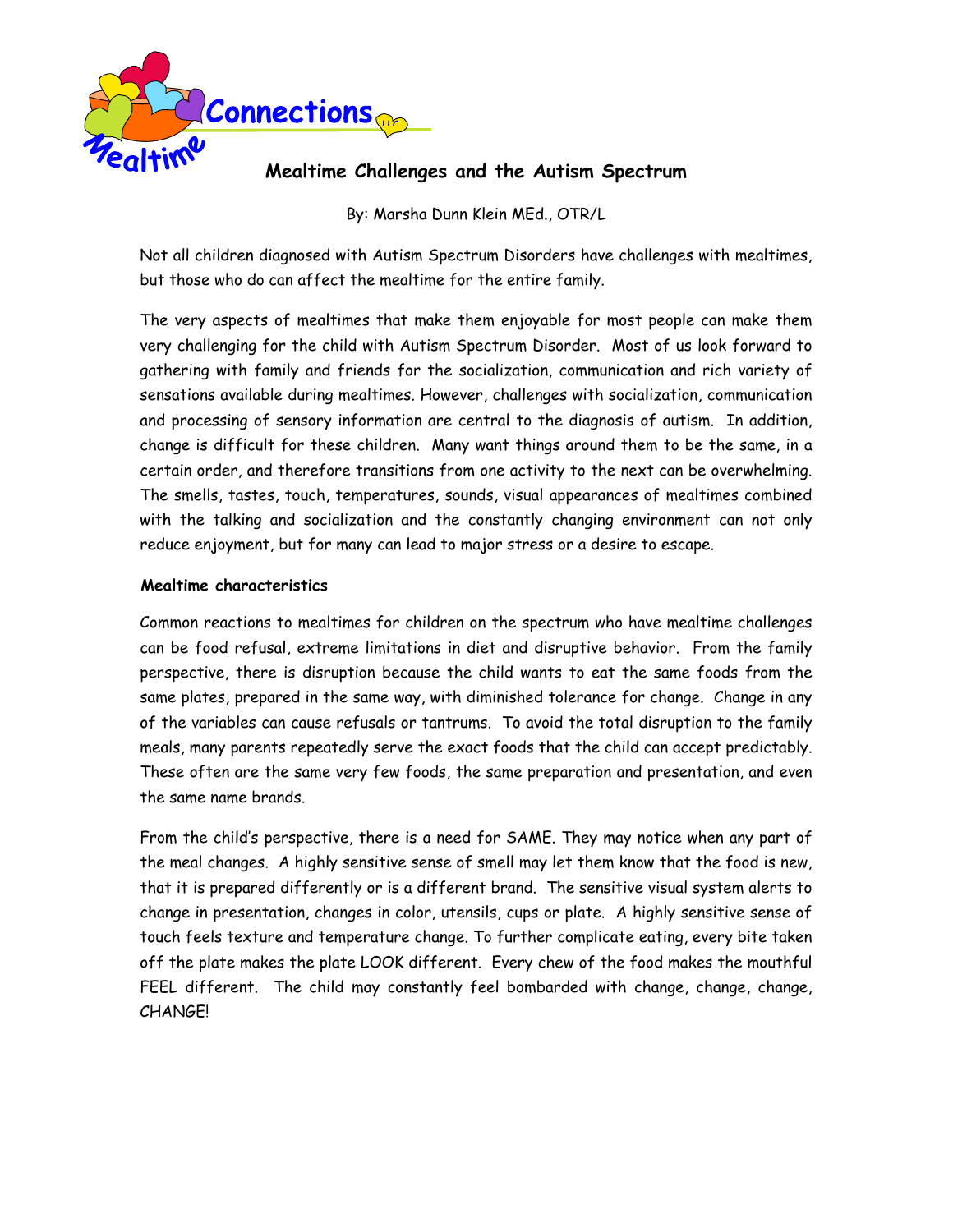Mealtime Connections

# Mealtime Challenges and the Autism Spectrum

By: Marsha Dunn Klein MEd., OTR/L

Not all children diagnosed with Autism Spectrum Disorders have challenges with mealtimes, but those who do can affect the mealtime for the entire family.

The very aspects of mealtimes that make them enjoyable for most people can make them very challenging for the child with Autism Spectrum Disorder. Most of us look forward to gathering with family and friends for the socialization, communication and rich variety of sensations available during mealtimes. However, challenges with socialization, communication and processing of sensory information are central to the diagnosis of autism. In addition, change is difficult for these children. Many want things around them to be the same, in a certain order, and therefore transitions from one activity to the next can be overwhelming. The smells, tastes, touch, temperatures, sounds, visual appearances of mealtimes combined with the talking and socialization and the constantly changing environment can not only reduce enjoyment, but for many can lead to major stress or a desire to escape.

## Mealtime characteristics

Common reactions to mealtimes for children on the spectrum who have mealtime challenges can be food refusal, extreme limitations in diet and disruptive behavior. From the family perspective, there is disruption because the child wants to eat the same foods from the same plates, prepared in the same way, with diminished tolerance for change. Change in any of the variables can cause refusals or tantrums. To avoid the total disruption to the family meals, many parents repeatedly serve the exact foods that the child can accept predictably. These often are the same very few foods, the same preparation and presentation, and even the same name brands.

From the child's perspective, there is a need for SAME. They may notice when any part of the meal changes. A highly sensitive sense of smell may let them know that the food is new, that it is prepared differently or is a different brand. The sensitive visual system alerts to change in presentation, changes in color, utensils, cups or plate. A highly sensitive sense of touch feels texture and temperature change. To further complicate eating, every bite taken off the plate makes the plate LOOK different. Every chew of the food makes the mouthful FEEL different. The child may constantly feel bombarded with change, change, change, CHANGE!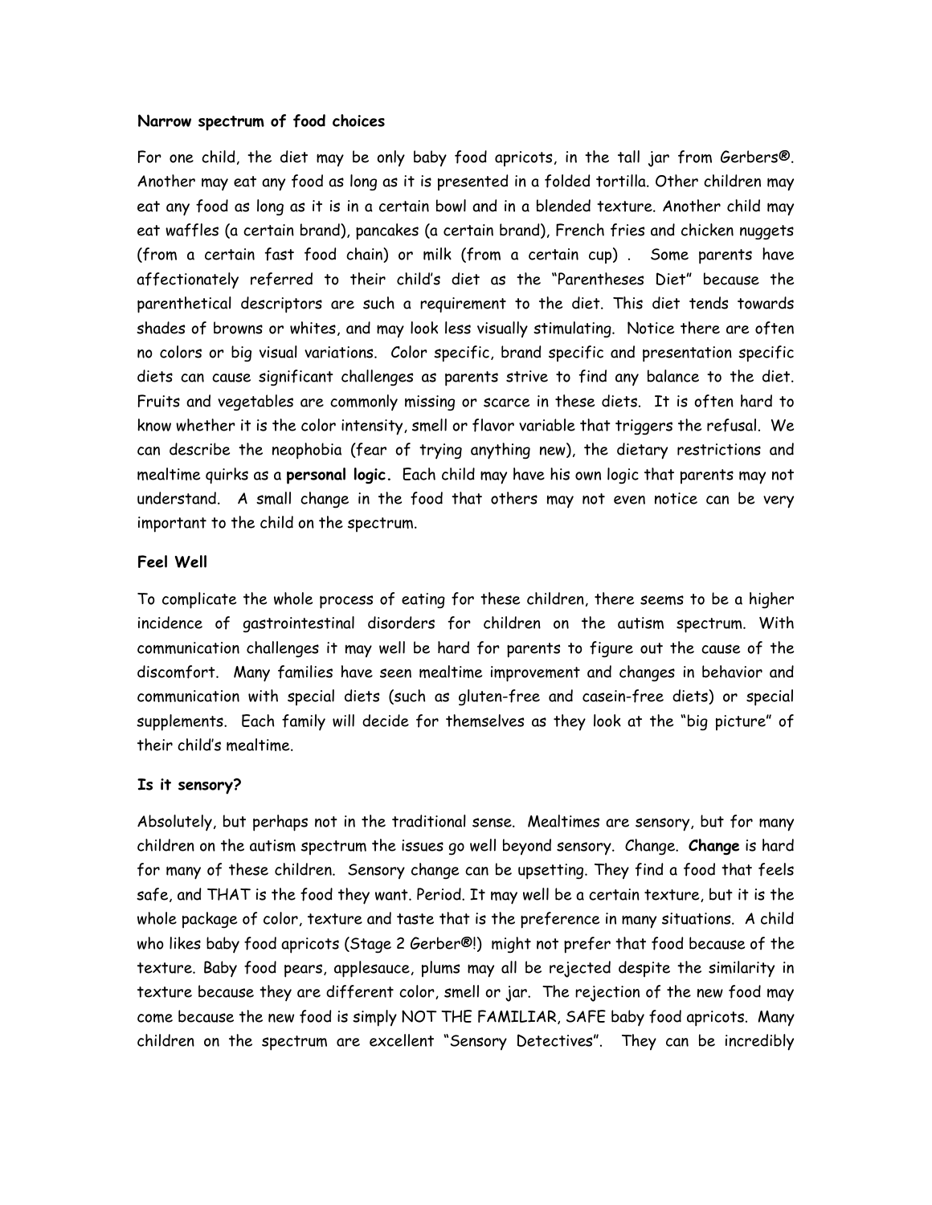**Narrow spectrum of food choices**

For one child, the diet may be only baby food apricots, in the tall jar from Gerbers®. Another may eat any food as long as it is presented in a folded tortilla. Other children may eat any food as long as it is in a certain bowl and in a blended texture. Another child may eat waffles (a certain brand), pancakes (a certain brand), French fries and chicken nuggets (from a certain fast food chain) or milk (from a certain cup) . Some parents have affectionately referred to their child's diet as the "Parentheses Diet" because the parenthetical descriptors are such a requirement to the diet. This diet tends towards shades of browns or whites, and may look less visually stimulating. Notice there are often no colors or big visual variations. Color specific, brand specific and presentation specific diets can cause significant challenges as parents strive to find any balance to the diet. Fruits and vegetables are commonly missing or scarce in these diets. It is often hard to know whether it is the color intensity, smell or flavor variable that triggers the refusal. We can describe the neophobia (fear of trying anything new), the dietary restrictions and mealtime quirks as a **personal logic.** Each child may have his own logic that parents may not understand. A small change in the food that others may not even notice can be very important to the child on the spectrum.

**Feel Well**

To complicate the whole process of eating for these children, there seems to be a higher incidence of gastrointestinal disorders for children on the autism spectrum. With communication challenges it may well be hard for parents to figure out the cause of the discomfort. Many families have seen mealtime improvement and changes in behavior and communication with special diets (such as gluten-free and casein-free diets) or special supplements. Each family will decide for themselves as they look at the "big picture" of their child's mealtime.

**Is it sensory?**

Absolutely, but perhaps not in the traditional sense. Mealtimes are sensory, but for many children on the autism spectrum the issues go well beyond sensory. Change. **Change** is hard for many of these children. Sensory change can be upsetting. They find a food that feels safe, and THAT is the food they want. Period. It may well be a certain texture, but it is the whole package of color, texture and taste that is the preference in many situations. A child who likes baby food apricots (Stage 2 Gerber®!) might not prefer that food because of the texture. Baby food pears, applesauce, plums may all be rejected despite the similarity in texture because they are different color, smell or jar. The rejection of the new food may come because the new food is simply NOT THE FAMILIAR, SAFE baby food apricots. Many children on the spectrum are excellent "Sensory Detectives". They can be incredibly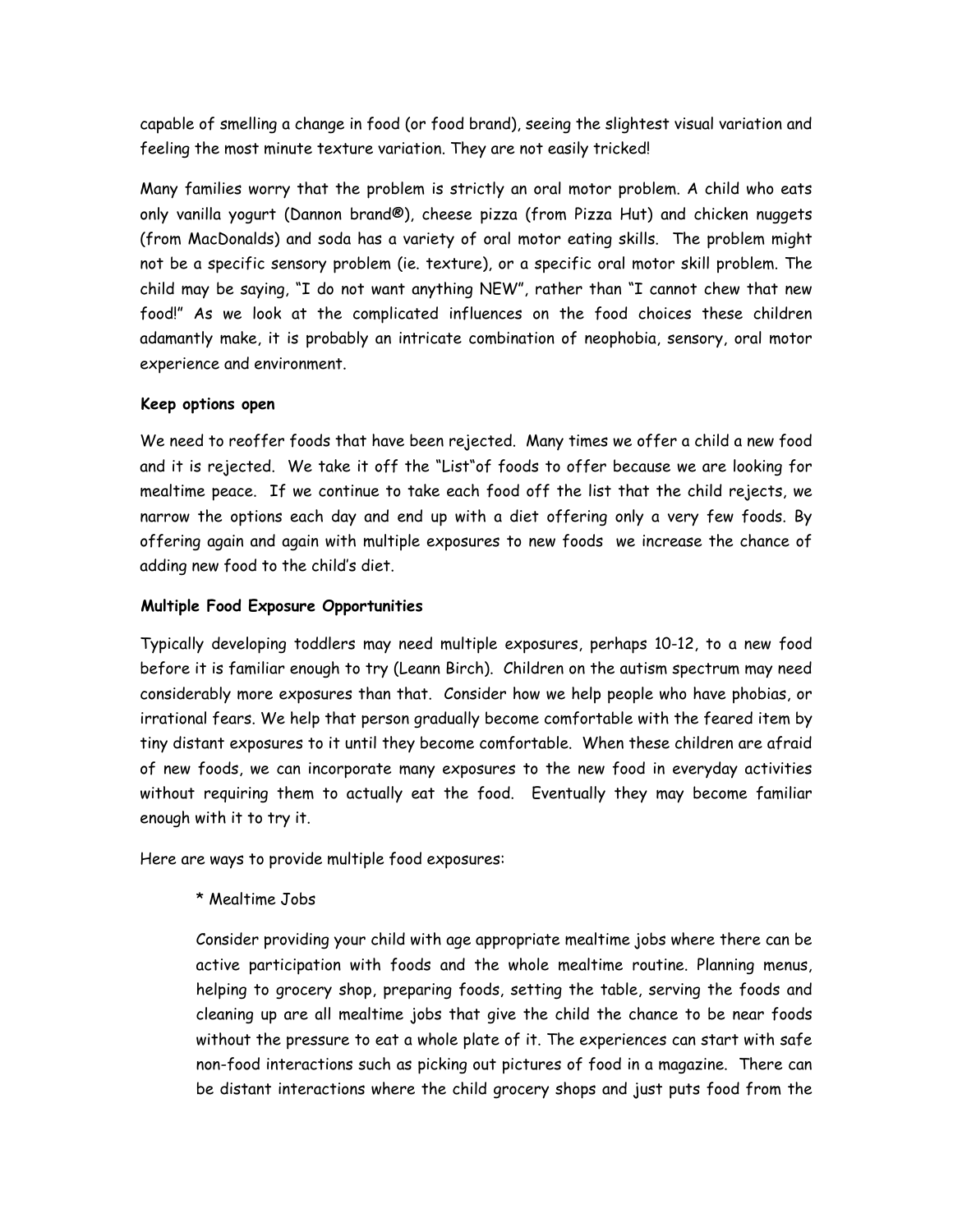capable of smelling a change in food (or food brand), seeing the slightest visual variation and feeling the most minute texture variation. They are not easily tricked!

Many families worry that the problem is strictly an oral motor problem. A child who eats only vanilla yogurt (Dannon brand®), cheese pizza (from Pizza Hut) and chicken nuggets (from MacDonalds) and soda has a variety of oral motor eating skills. The problem might not be a specific sensory problem (ie. texture), or a specific oral motor skill problem. The child may be saying, "I do not want anything NEW", rather than "I cannot chew that new food!" As we look at the complicated influences on the food choices these children adamantly make, it is probably an intricate combination of neophobia, sensory, oral motor experience and environment.

**Keep options open**

We need to reoffer foods that have been rejected. Many times we offer a child a new food and it is rejected. We take it off the "List"of foods to offer because we are looking for mealtime peace. If we continue to take each food off the list that the child rejects, we narrow the options each day and end up with a diet offering only a very few foods. By offering again and again with multiple exposures to new foods we increase the chance of adding new food to the child's diet.

**Multiple Food Exposure Opportunities**

Typically developing toddlers may need multiple exposures, perhaps 10-12, to a new food before it is familiar enough to try (Leann Birch). Children on the autism spectrum may need considerably more exposures than that. Consider how we help people who have phobias, or irrational fears. We help that person gradually become comfortable with the feared item by tiny distant exposures to it until they become comfortable. When these children are afraid of new foods, we can incorporate many exposures to the new food in everyday activities without requiring them to actually eat the food. Eventually they may become familiar enough with it to try it.

Here are ways to provide multiple food exposures:

* Mealtime Jobs

Consider providing your child with age appropriate mealtime jobs where there can be active participation with foods and the whole mealtime routine. Planning menus, helping to grocery shop, preparing foods, setting the table, serving the foods and cleaning up are all mealtime jobs that give the child the chance to be near foods without the pressure to eat a whole plate of it. The experiences can start with safe non-food interactions such as picking out pictures of food in a magazine. There can be distant interactions where the child grocery shops and just puts food from the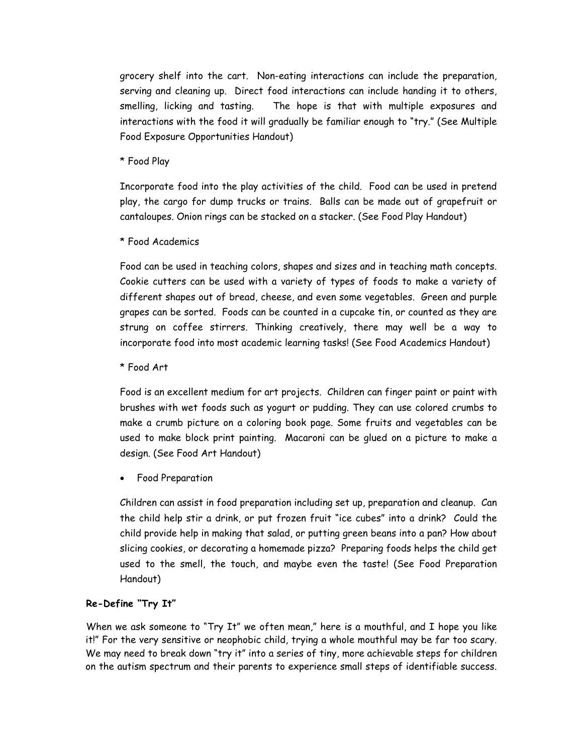grocery shelf into the cart. Non-eating interactions can include the preparation, serving and cleaning up. Direct food interactions can include handing it to others, smelling, licking and tasting. The hope is that with multiple exposures and interactions with the food it will gradually be familiar enough to "try." (See Multiple Food Exposure Opportunities Handout)

* Food Play

Incorporate food into the play activities of the child. Food can be used in pretend play, the cargo for dump trucks or trains. Balls can be made out of grapefruit or cantaloupes. Onion rings can be stacked on a stacker. (See Food Play Handout)

* Food Academics

Food can be used in teaching colors, shapes and sizes and in teaching math concepts. Cookie cutters can be used with a variety of types of foods to make a variety of different shapes out of bread, cheese, and even some vegetables. Green and purple grapes can be sorted. Foods can be counted in a cupcake tin, or counted as they are strung on coffee stirrers. Thinking creatively, there may well be a way to incorporate food into most academic learning tasks! (See Food Academics Handout)

* Food Art

Food is an excellent medium for art projects. Children can finger paint or paint with brushes with wet foods such as yogurt or pudding. They can use colored crumbs to make a crumb picture on a coloring book page. Some fruits and vegetables can be used to make block print painting. Macaroni can be glued on a picture to make a design. (See Food Art Handout)

- Food Preparation

Children can assist in food preparation including set up, preparation and cleanup. Can the child help stir a drink, or put frozen fruit "ice cubes" into a drink? Could the child provide help in making that salad, or putting green beans into a pan? How about slicing cookies, or decorating a homemade pizza? Preparing foods helps the child get used to the smell, the touch, and maybe even the taste! (See Food Preparation Handout)

**Re-Define "Try It"**

When we ask someone to "Try It" we often mean," here is a mouthful, and I hope you like it!" For the very sensitive or neophobic child, trying a whole mouthful may be far too scary. We may need to break down "try it" into a series of tiny, more achievable steps for children on the autism spectrum and their parents to experience small steps of identifiable success.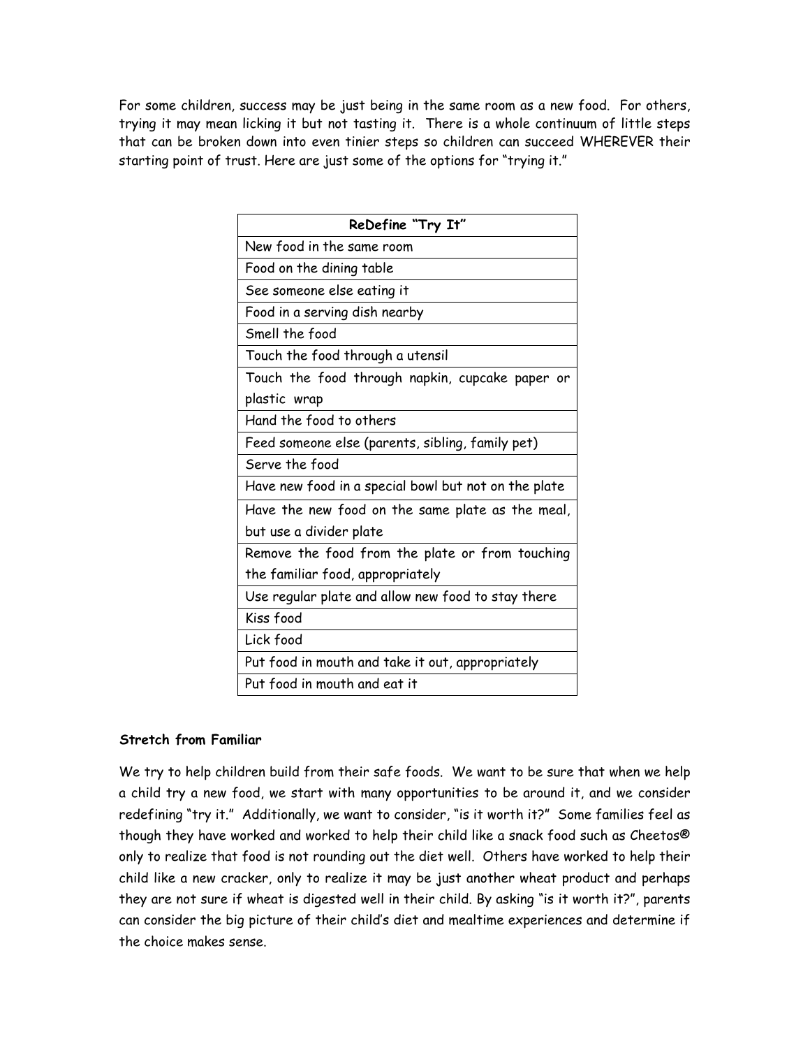For some children, success may be just being in the same room as a new food. For others, trying it may mean licking it but not tasting it. There is a whole continuum of little steps that can be broken down into even tinier steps so children can succeed WHEREVER their starting point of trust. Here are just some of the options for "trying it."

| ReDefine "Try It" |
| --- |
| New food in the same room |
| Food on the dining table |
| See someone else eating it |
| Food in a serving dish nearby |
| Smell the food |
| Touch the food through a utensil |
| Touch the food through napkin, cupcake paper or plastic wrap |
| Hand the food to others |
| Feed someone else (parents, sibling, family pet) |
| Serve the food |
| Have new food in a special bowl but not on the plate |
| Have the new food on the same plate as the meal, but use a divider plate |
| Remove the food from the plate or from touching the familiar food, appropriately |
| Use regular plate and allow new food to stay there |
| Kiss food |
| Lick food |
| Put food in mouth and take it out, appropriately |
| Put food in mouth and eat it |

**Stretch from Familiar**

We try to help children build from their safe foods. We want to be sure that when we help a child try a new food, we start with many opportunities to be around it, and we consider redefining "try it." Additionally, we want to consider, "is it worth it?" Some families feel as though they have worked and worked to help their child like a snack food such as Cheetos® only to realize that food is not rounding out the diet well. Others have worked to help their child like a new cracker, only to realize it may be just another wheat product and perhaps they are not sure if wheat is digested well in their child. By asking "is it worth it?", parents can consider the big picture of their child's diet and mealtime experiences and determine if the choice makes sense.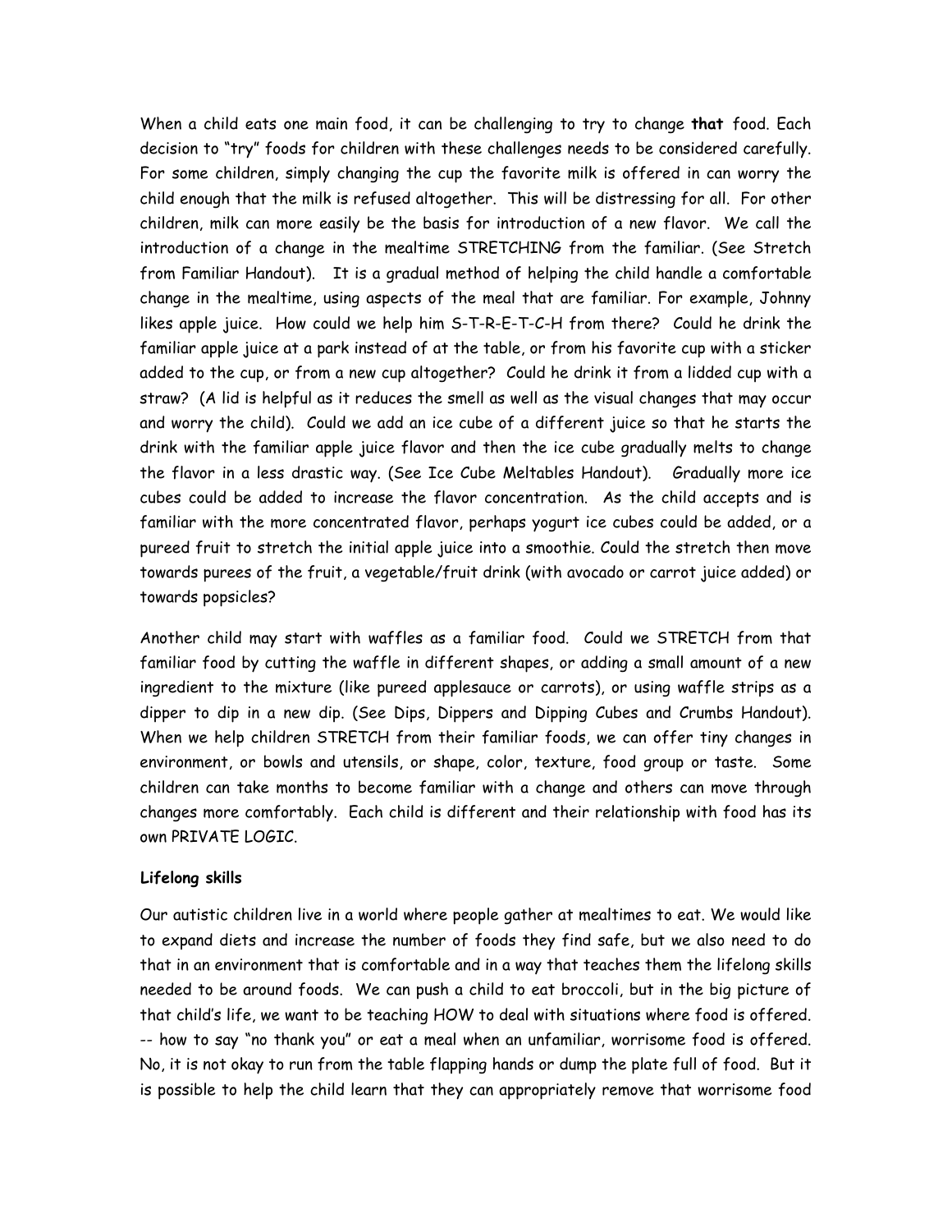When a child eats one main food, it can be challenging to try to change **that** food. Each decision to "try" foods for children with these challenges needs to be considered carefully. For some children, simply changing the cup the favorite milk is offered in can worry the child enough that the milk is refused altogether. This will be distressing for all. For other children, milk can more easily be the basis for introduction of a new flavor. We call the introduction of a change in the mealtime STRETCHING from the familiar. (See Stretch from Familiar Handout). It is a gradual method of helping the child handle a comfortable change in the mealtime, using aspects of the meal that are familiar. For example, Johnny likes apple juice. How could we help him S-T-R-E-T-C-H from there? Could he drink the familiar apple juice at a park instead of at the table, or from his favorite cup with a sticker added to the cup, or from a new cup altogether? Could he drink it from a lidded cup with a straw? (A lid is helpful as it reduces the smell as well as the visual changes that may occur and worry the child). Could we add an ice cube of a different juice so that he starts the drink with the familiar apple juice flavor and then the ice cube gradually melts to change the flavor in a less drastic way. (See Ice Cube Meltables Handout). Gradually more ice cubes could be added to increase the flavor concentration. As the child accepts and is familiar with the more concentrated flavor, perhaps yogurt ice cubes could be added, or a pureed fruit to stretch the initial apple juice into a smoothie. Could the stretch then move towards purees of the fruit, a vegetable/fruit drink (with avocado or carrot juice added) or towards popsicles?

Another child may start with waffles as a familiar food. Could we STRETCH from that familiar food by cutting the waffle in different shapes, or adding a small amount of a new ingredient to the mixture (like pureed applesauce or carrots), or using waffle strips as a dipper to dip in a new dip. (See Dips, Dippers and Dipping Cubes and Crumbs Handout). When we help children STRETCH from their familiar foods, we can offer tiny changes in environment, or bowls and utensils, or shape, color, texture, food group or taste. Some children can take months to become familiar with a change and others can move through changes more comfortably. Each child is different and their relationship with food has its own PRIVATE LOGIC.

**Lifelong skills**

Our autistic children live in a world where people gather at mealtimes to eat. We would like to expand diets and increase the number of foods they find safe, but we also need to do that in an environment that is comfortable and in a way that teaches them the lifelong skills needed to be around foods. We can push a child to eat broccoli, but in the big picture of that child's life, we want to be teaching HOW to deal with situations where food is offered. -- how to say "no thank you" or eat a meal when an unfamiliar, worrisome food is offered. No, it is not okay to run from the table flapping hands or dump the plate full of food. But it is possible to help the child learn that they can appropriately remove that worrisome food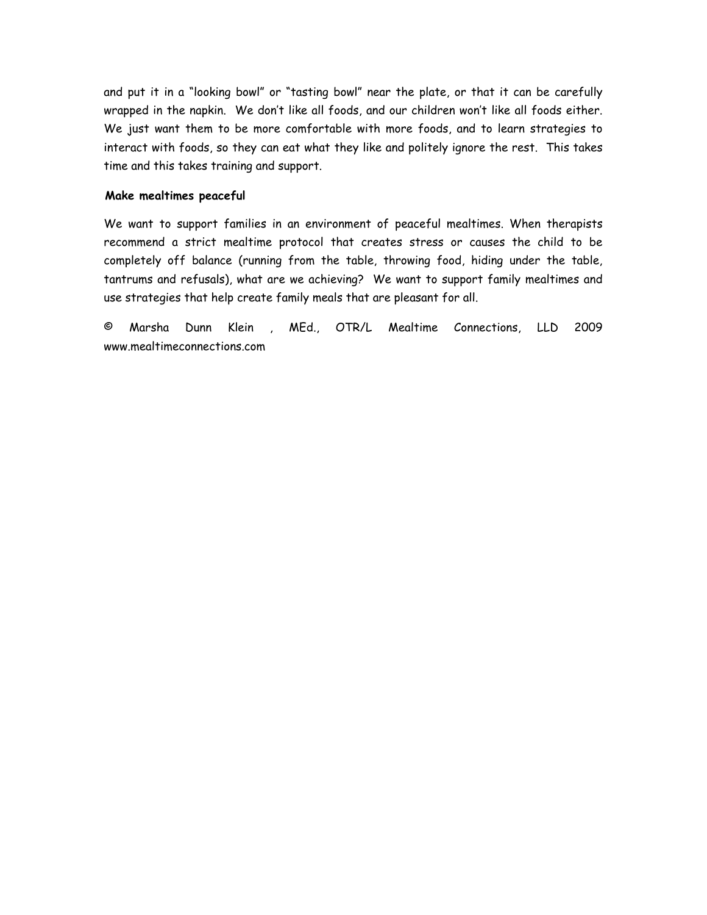and put it in a "looking bowl" or "tasting bowl" near the plate, or that it can be carefully wrapped in the napkin. We don't like all foods, and our children won't like all foods either. We just want them to be more comfortable with more foods, and to learn strategies to interact with foods, so they can eat what they like and politely ignore the rest. This takes time and this takes training and support.

**Make mealtimes peaceful**

We want to support families in an environment of peaceful mealtimes. When therapists recommend a strict mealtime protocol that creates stress or causes the child to be completely off balance (running from the table, throwing food, hiding under the table, tantrums and refusals), what are we achieving? We want to support family mealtimes and use strategies that help create family meals that are pleasant for all.

© Marsha Dunn Klein , MEd., OTR/L Mealtime Connections, LLD 2009 www.mealtimeconnections.com